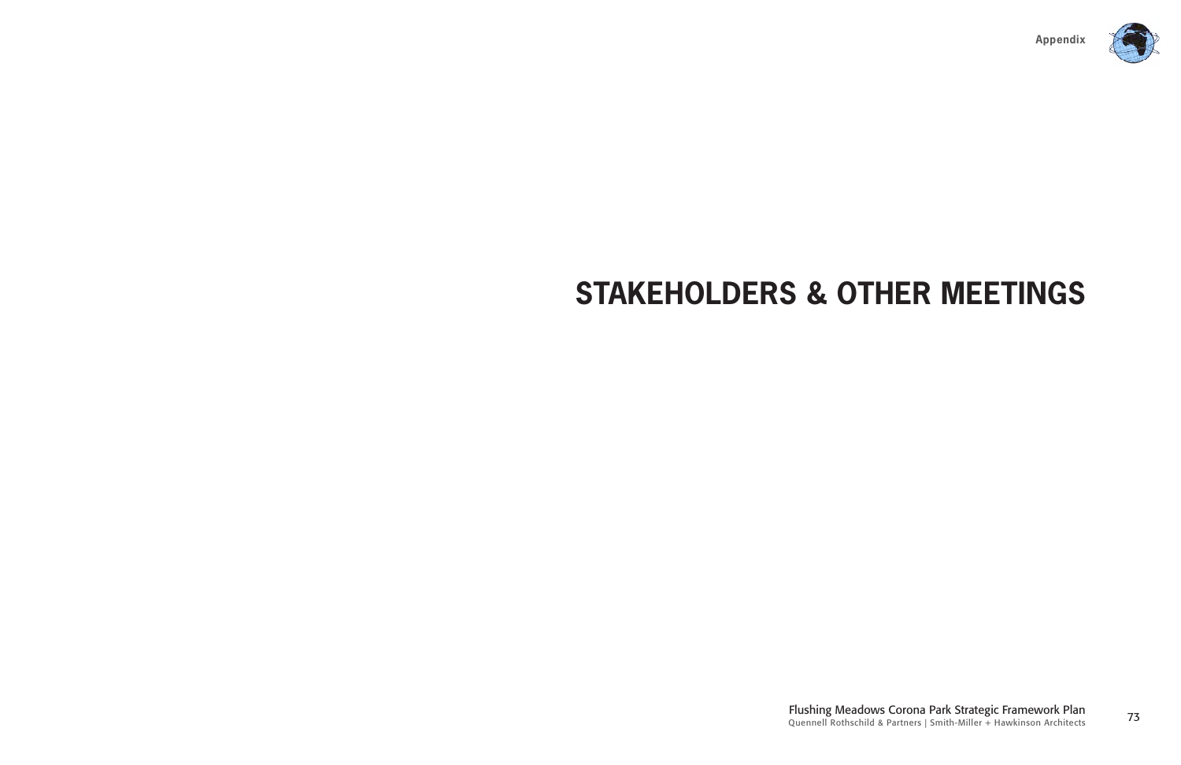# STAKEHOLDERS & OTHER MEETINGS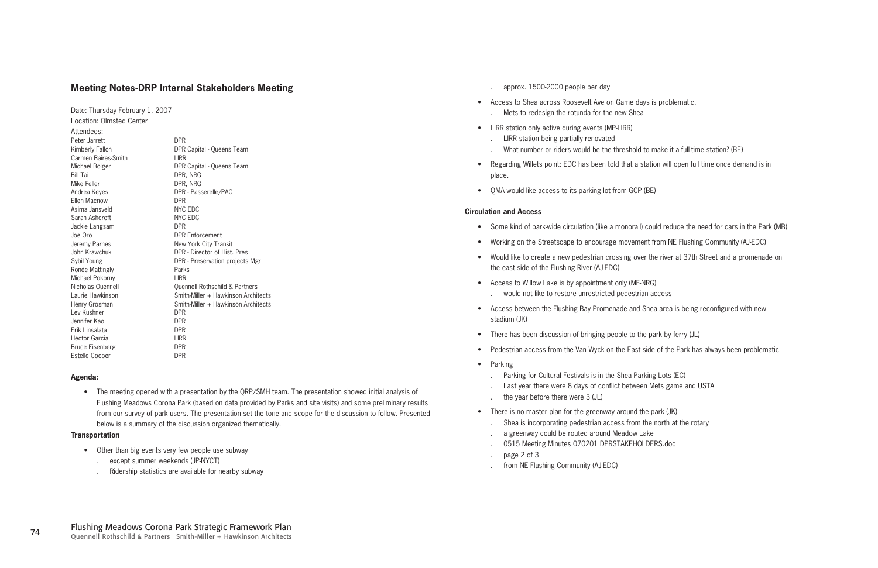## Meeting Notes-DRP Internal Stakeholders Meeting

Date: Thursday February 1, 2007
Location: Olmsted Center
Attendees:

| | |
|---|---|
| Peter Jarrett | DPR |
| Kimberly Fallon | DPR Capital - Queens Team |
| Carmen Baires-Smith | LIRR |
| Michael Bolger | DPR Capital - Queens Team |
| Bill Tai | DPR, NRG |
| Mike Feller | DPR, NRG |
| Andrea Keyes | DPR - Passerelle/PAC |
| Ellen Macnow | DPR |
| Asima Jansveld | NYC EDC |
| Sarah Ashcroft | NYC EDC |
| Jackie Langsam | DPR |
| Joe Oro | DPR Enforcement |
| Jeremy Parnes | New York City Transit |
| John Krawchuk | DPR - Director of Hist. Pres |
| Sybil Young | DPR - Preservation projects Mgr |
| Ronée Mattingly | Parks |
| Michael Pokorny | LIRR |
| Nicholas Quennell | Quennell Rothschild & Partners |
| Laurie Hawkinson | Smith-Miller + Hawkinson Architects |
| Henry Grosman | Smith-Miller + Hawkinson Architects |
| Lev Kushner | DPR |
| Jennifer Kao | DPR |
| Erik Linsalata | DPR |
| Hector Garcia | LIRR |
| Bruce Eisenberg | DPR |
| Estelle Cooper | DPR |

### Agenda:

- The meeting opened with a presentation by the QRP/SMH team. The presentation showed initial analysis of Flushing Meadows Corona Park (based on data provided by Parks and site visits) and some preliminary results from our survey of park users. The presentation set the tone and scope for the discussion to follow. Presented below is a summary of the discussion organized thematically.

### Transportation

- Other than big events very few people use subway
  - except summer weekends (JP-NYCT)
  - Ridership statistics are available for nearby subway
  - approx. 1500-2000 people per day
- Access to Shea across Roosevelt Ave on Game days is problematic.
  - Mets to redesign the rotunda for the new Shea
- LIRR station only active during events (MP-LIRR)
  - LIRR station being partially renovated
  - What number or riders would be the threshold to make it a full-time station? (BE)
- Regarding Willets point: EDC has been told that a station will open full time once demand is in place.
- QMA would like access to its parking lot from GCP (BE)

### Circulation and Access

- Some kind of park-wide circulation (like a monorail) could reduce the need for cars in the Park (MB)
- Working on the Streetscape to encourage movement from NE Flushing Community (AJ-EDC)
- Would like to create a new pedestrian crossing over the river at 37th Street and a promenade on the east side of the Flushing River (AJ-EDC)
- Access to Willow Lake is by appointment only (MF-NRG)
  - would not like to restore unrestricted pedestrian access
- Access between the Flushing Bay Promenade and Shea area is being reconfigured with new stadium (JK)
- There has been discussion of bringing people to the park by ferry (JL)
- Pedestrian access from the Van Wyck on the East side of the Park has always been problematic
- Parking
  - Parking for Cultural Festivals is in the Shea Parking Lots (EC)
  - Last year there were 8 days of conflict between Mets game and USTA
  - the year before there were 3 (JL)
- There is no master plan for the greenway around the park (JK)
  - Shea is incorporating pedestrian access from the north at the rotary
  - a greenway could be routed around Meadow Lake
  - 0515 Meeting Minutes 070201 DPRSTAKEHOLDERS.doc
  - page 2 of 3
  - from NE Flushing Community (AJ-EDC)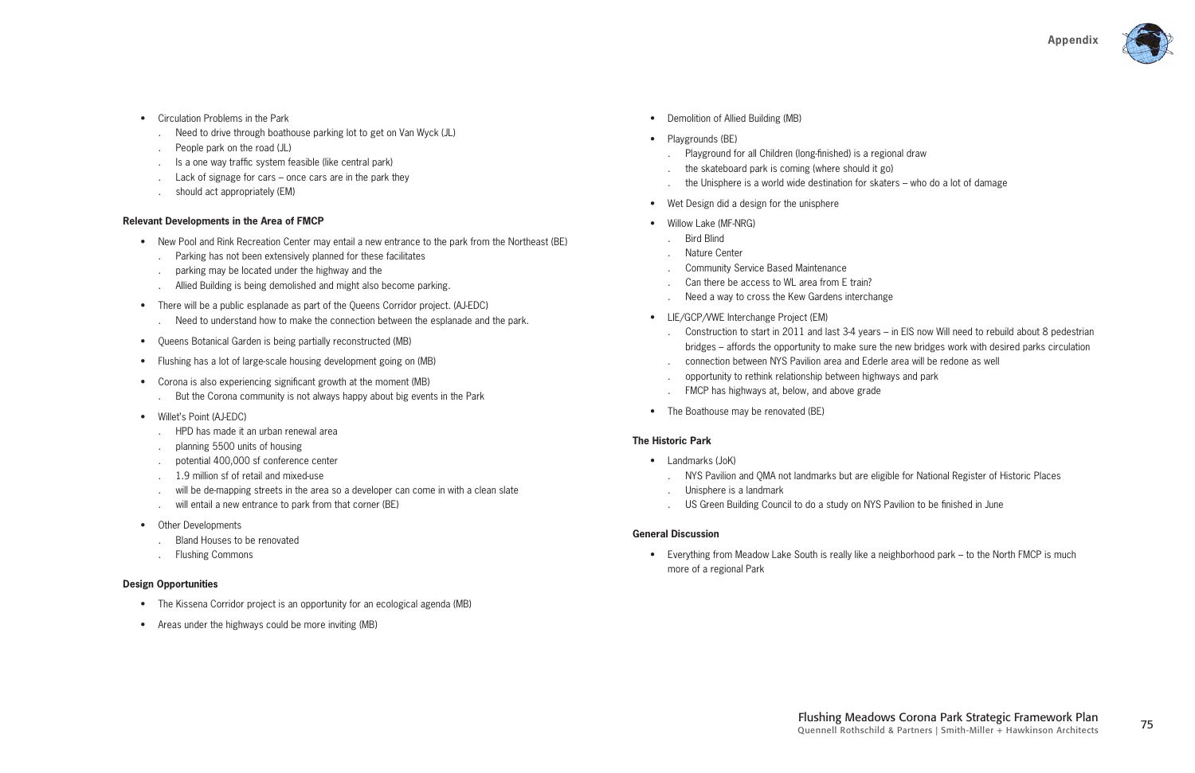- Circulation Problems in the Park
  - Need to drive through boathouse parking lot to get on Van Wyck (JL)
  - People park on the road (JL)
  - Is a one way traffic system feasible (like central park)
  - Lack of signage for cars – once cars are in the park they
  - should act appropriately (EM)

**Relevant Developments in the Area of FMCP**

- New Pool and Rink Recreation Center may entail a new entrance to the park from the Northeast (BE)
  - Parking has not been extensively planned for these facilitates
  - parking may be located under the highway and the
  - Allied Building is being demolished and might also become parking.
- There will be a public esplanade as part of the Queens Corridor project. (AJ-EDC)
  - Need to understand how to make the connection between the esplanade and the park.
- Queens Botanical Garden is being partially reconstructed (MB)
- Flushing has a lot of large-scale housing development going on (MB)
- Corona is also experiencing significant growth at the moment (MB)
  - But the Corona community is not always happy about big events in the Park
- Willet's Point (AJ-EDC)
  - HPD has made it an urban renewal area
  - planning 5500 units of housing
  - potential 400,000 sf conference center
  - 1.9 million sf of retail and mixed-use
  - will be de-mapping streets in the area so a developer can come in with a clean slate
  - will entail a new entrance to park from that corner (BE)
- Other Developments
  - Bland Houses to be renovated
  - Flushing Commons

**Design Opportunities**

- The Kissena Corridor project is an opportunity for an ecological agenda (MB)
- Areas under the highways could be more inviting (MB)
- Demolition of Allied Building (MB)
- Playgrounds (BE)
  - Playground for all Children (long-finished) is a regional draw
  - the skateboard park is coming (where should it go)
  - the Unisphere is a world wide destination for skaters – who do a lot of damage
- Wet Design did a design for the unisphere
- Willow Lake (MF-NRG)
  - Bird Blind
  - Nature Center
  - Community Service Based Maintenance
  - Can there be access to WL area from E train?
  - Need a way to cross the Kew Gardens interchange
- LIE/GCP/VWE Interchange Project (EM)
  - Construction to start in 2011 and last 3-4 years – in EIS now Will need to rebuild about 8 pedestrian bridges – affords the opportunity to make sure the new bridges work with desired parks circulation
  - connection between NYS Pavilion area and Ederle area will be redone as well
  - opportunity to rethink relationship between highways and park
  - FMCP has highways at, below, and above grade
- The Boathouse may be renovated (BE)

**The Historic Park**

- Landmarks (JoK)
  - NYS Pavilion and QMA not landmarks but are eligible for National Register of Historic Places
  - Unisphere is a landmark
  - US Green Building Council to do a study on NYS Pavilion to be finished in June

**General Discussion**

- Everything from Meadow Lake South is really like a neighborhood park – to the North FMCP is much more of a regional Park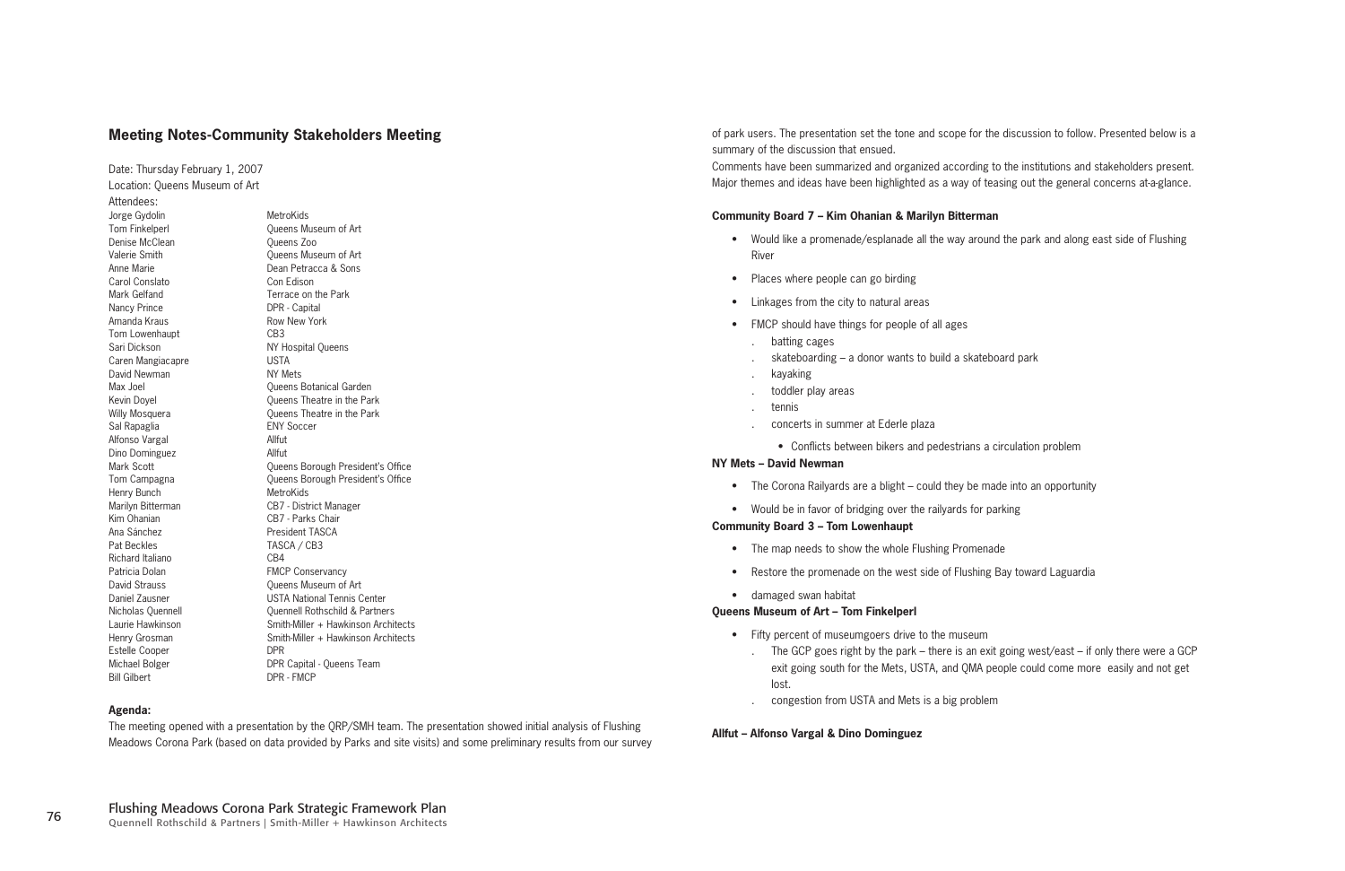## Meeting Notes-Community Stakeholders Meeting

Date: Thursday February 1, 2007

Location: Queens Museum of Art

Attendees:

| | |
|---|---|
| Jorge Gydolin | MetroKids |
| Tom Finkelperl | Queens Museum of Art |
| Denise McClean | Queens Zoo |
| Valerie Smith | Queens Museum of Art |
| Anne Marie | Dean Petracca & Sons |
| Carol Conslato | Con Edison |
| Mark Gelfand | Terrace on the Park |
| Nancy Prince | DPR - Capital |
| Amanda Kraus | Row New York |
| Tom Lowenhaupt | CB3 |
| Sari Dickson | NY Hospital Queens |
| Caren Mangiacapre | USTA |
| David Newman | NY Mets |
| Max Joel | Queens Botanical Garden |
| Kevin Doyel | Queens Theatre in the Park |
| Willy Mosquera | Queens Theatre in the Park |
| Sal Rapaglia | ENY Soccer |
| Alfonso Vargal | Allfut |
| Dino Dominguez | Allfut |
| Mark Scott | Queens Borough President's Office |
| Tom Campagna | Queens Borough President's Office |
| Henry Bunch | MetroKids |
| Marilyn Bitterman | CB7 - District Manager |
| Kim Ohanian | CB7 - Parks Chair |
| Ana Sánchez | President TASCA |
| Pat Beckles | TASCA / CB3 |
| Richard Italiano | CB4 |
| Patricia Dolan | FMCP Conservancy |
| David Strauss | Queens Museum of Art |
| Daniel Zausner | USTA National Tennis Center |
| Nicholas Quennell | Quennell Rothschild & Partners |
| Laurie Hawkinson | Smith-Miller + Hawkinson Architects |
| Henry Grosman | Smith-Miller + Hawkinson Architects |
| Estelle Cooper | DPR |
| Michael Bolger | DPR Capital - Queens Team |
| Bill Gilbert | DPR - FMCP |

**Agenda:**

The meeting opened with a presentation by the QRP/SMH team. The presentation showed initial analysis of Flushing Meadows Corona Park (based on data provided by Parks and site visits) and some preliminary results from our survey of park users. The presentation set the tone and scope for the discussion to follow. Presented below is a summary of the discussion that ensued.

Comments have been summarized and organized according to the institutions and stakeholders present. Major themes and ideas have been highlighted as a way of teasing out the general concerns at-a-glance.

**Community Board 7 – Kim Ohanian & Marilyn Bitterman**

- Would like a promenade/esplanade all the way around the park and along east side of Flushing River
- Places where people can go birding
- Linkages from the city to natural areas
- FMCP should have things for people of all ages
  - batting cages
  - skateboarding – a donor wants to build a skateboard park
  - kayaking
  - toddler play areas
  - tennis
  - concerts in summer at Ederle plaza
    - Conflicts between bikers and pedestrians a circulation problem

**NY Mets – David Newman**

- The Corona Railyards are a blight – could they be made into an opportunity
- Would be in favor of bridging over the railyards for parking

**Community Board 3 – Tom Lowenhaupt**

- The map needs to show the whole Flushing Promenade
- Restore the promenade on the west side of Flushing Bay toward Laguardia
- damaged swan habitat

**Queens Museum of Art – Tom Finkelperl**

- Fifty percent of museumgoers drive to the museum
  - The GCP goes right by the park – there is an exit going west/east – if only there were a GCP exit going south for the Mets, USTA, and QMA people could come more easily and not get lost.
  - congestion from USTA and Mets is a big problem

**Allfut – Alfonso Vargal & Dino Dominguez**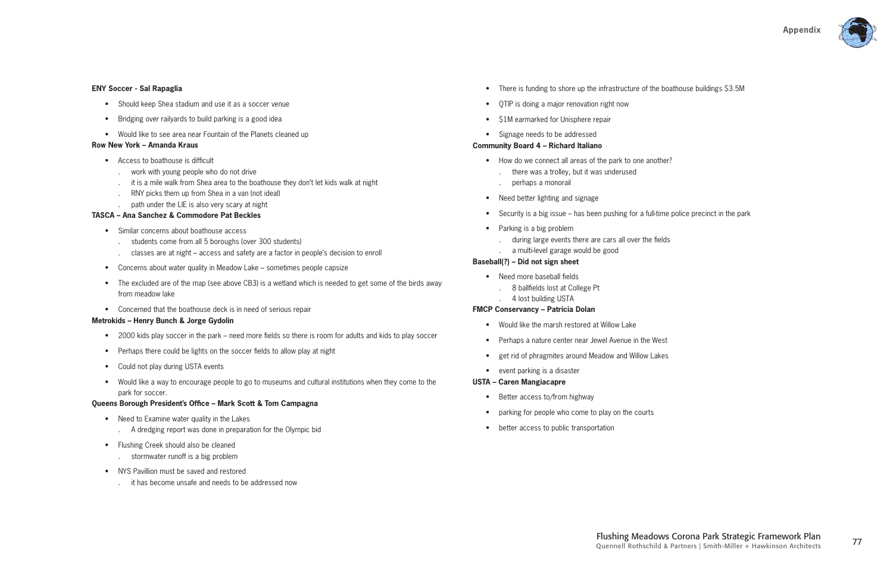**ENY Soccer - Sal Rapaglia**

- Should keep Shea stadium and use it as a soccer venue
- Bridging over railyards to build parking is a good idea
- Would like to see area near Fountain of the Planets cleaned up

**Row New York – Amanda Kraus**

- Access to boathouse is difficult
  - work with young people who do not drive
  - it is a mile walk from Shea area to the boathouse they don't let kids walk at night
  - RNY picks them up from Shea in a van (not ideal)
  - path under the LIE is also very scary at night

**TASCA – Ana Sanchez & Commodore Pat Beckles**

- Similar concerns about boathouse access
  - students come from all 5 boroughs (over 300 students)
  - classes are at night – access and safety are a factor in people's decision to enroll
- Concerns about water quality in Meadow Lake – sometimes people capsize
- The excluded are of the map (see above CB3) is a wetland which is needed to get some of the birds away from meadow lake
- Concerned that the boathouse deck is in need of serious repair

**Metrokids – Henry Bunch & Jorge Gydolin**

- 2000 kids play soccer in the park – need more fields so there is room for adults and kids to play soccer
- Perhaps there could be lights on the soccer fields to allow play at night
- Could not play during USTA events
- Would like a way to encourage people to go to museums and cultural institutions when they come to the park for soccer.

**Queens Borough President's Office – Mark Scott & Tom Campagna**

- Need to Examine water quality in the Lakes
  - A dredging report was done in preparation for the Olympic bid
- Flushing Creek should also be cleaned
  - stormwater runoff is a big problem
- NYS Pavillion must be saved and restored
  - it has become unsafe and needs to be addressed now
- There is funding to shore up the infrastructure of the boathouse buildings $3.5M
- QTIP is doing a major renovation right now
- $1M earmarked for Unisphere repair
- Signage needs to be addressed

**Community Board 4 – Richard Italiano**

- How do we connect all areas of the park to one another?
  - there was a trolley, but it was underused
  - perhaps a monorail
- Need better lighting and signage
- Security is a big issue – has been pushing for a full-time police precinct in the park
- Parking is a big problem
  - during large events there are cars all over the fields
  - a multi-level garage would be good

**Baseball(?) – Did not sign sheet**

- Need more baseball fields
  - 8 ballfields lost at College Pt
  - 4 lost building USTA

**FMCP Conservancy – Patricia Dolan**

- Would like the marsh restored at Willow Lake
- Perhaps a nature center near Jewel Avenue in the West
- get rid of phragmites around Meadow and Willow Lakes
- event parking is a disaster

**USTA – Caren Mangiacapre**

- Better access to/from highway
- parking for people who come to play on the courts
- better access to public transportation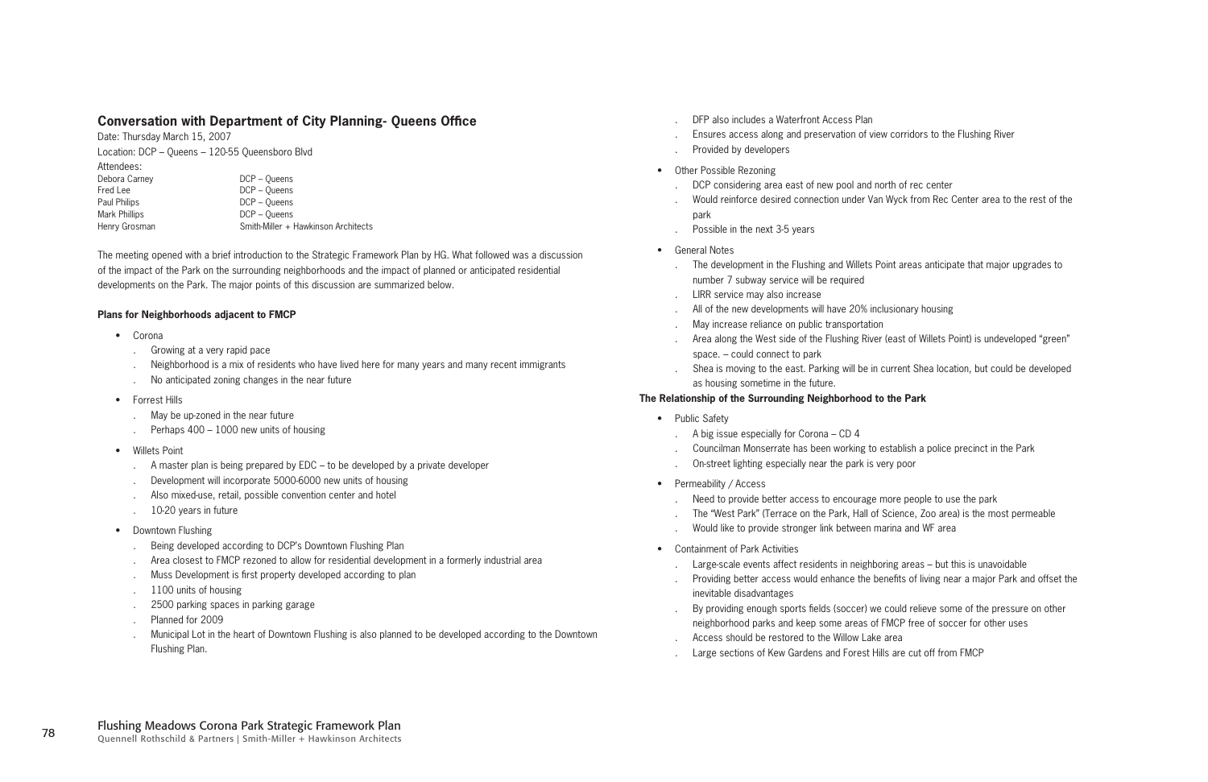## Conversation with Department of City Planning- Queens Office

Date: Thursday March 15, 2007

Location: DCP – Queens – 120-55 Queensboro Blvd

Attendees:

| | |
|---|---|
| Debora Carney | DCP – Queens |
| Fred Lee | DCP – Queens |
| Paul Philips | DCP – Queens |
| Mark Phillips | DCP – Queens |
| Henry Grosman | Smith-Miller + Hawkinson Architects |

The meeting opened with a brief introduction to the Strategic Framework Plan by HG. What followed was a discussion of the impact of the Park on the surrounding neighborhoods and the impact of planned or anticipated residential developments on the Park. The major points of this discussion are summarized below.

**Plans for Neighborhoods adjacent to FMCP**

- Corona
  - Growing at a very rapid pace
  - Neighborhood is a mix of residents who have lived here for many years and many recent immigrants
  - No anticipated zoning changes in the near future
- Forrest Hills
  - May be up-zoned in the near future
  - Perhaps 400 – 1000 new units of housing
- Willets Point
  - A master plan is being prepared by EDC – to be developed by a private developer
  - Development will incorporate 5000-6000 new units of housing
  - Also mixed-use, retail, possible convention center and hotel
  - 10-20 years in future
- Downtown Flushing
  - Being developed according to DCP's Downtown Flushing Plan
  - Area closest to FMCP rezoned to allow for residential development in a formerly industrial area
  - Muss Development is first property developed according to plan
  - 1100 units of housing
  - 2500 parking spaces in parking garage
  - Planned for 2009
  - Municipal Lot in the heart of Downtown Flushing is also planned to be developed according to the Downtown Flushing Plan.
  - DFP also includes a Waterfront Access Plan
  - Ensures access along and preservation of view corridors to the Flushing River
  - Provided by developers
- Other Possible Rezoning
  - DCP considering area east of new pool and north of rec center
  - Would reinforce desired connection under Van Wyck from Rec Center area to the rest of the park
  - Possible in the next 3-5 years
- General Notes
  - The development in the Flushing and Willets Point areas anticipate that major upgrades to number 7 subway service will be required
  - LIRR service may also increase
  - All of the new developments will have 20% inclusionary housing
  - May increase reliance on public transportation
  - Area along the West side of the Flushing River (east of Willets Point) is undeveloped "green" space. – could connect to park
  - Shea is moving to the east. Parking will be in current Shea location, but could be developed as housing sometime in the future.

**The Relationship of the Surrounding Neighborhood to the Park**

- Public Safety
  - A big issue especially for Corona – CD 4
  - Councilman Monserrate has been working to establish a police precinct in the Park
  - On-street lighting especially near the park is very poor
- Permeability / Access
  - Need to provide better access to encourage more people to use the park
  - The "West Park" (Terrace on the Park, Hall of Science, Zoo area) is the most permeable
  - Would like to provide stronger link between marina and WF area
- Containment of Park Activities
  - Large-scale events affect residents in neighboring areas – but this is unavoidable
  - Providing better access would enhance the benefits of living near a major Park and offset the inevitable disadvantages
  - By providing enough sports fields (soccer) we could relieve some of the pressure on other neighborhood parks and keep some areas of FMCP free of soccer for other uses
  - Access should be restored to the Willow Lake area
  - Large sections of Kew Gardens and Forest Hills are cut off from FMCP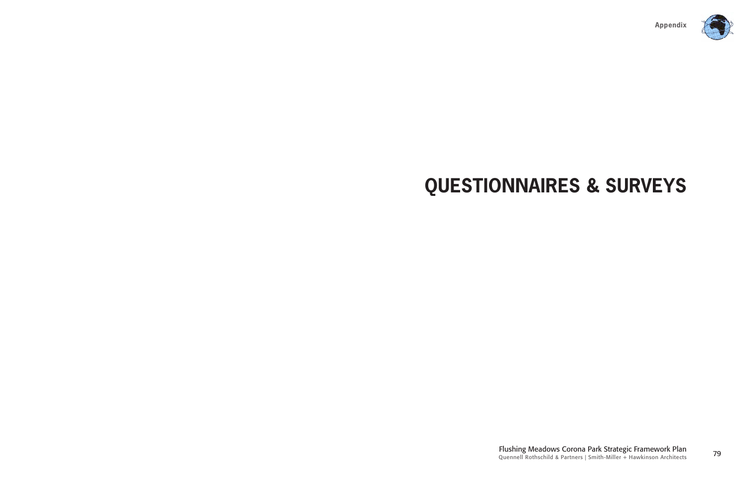# QUESTIONNAIRES & SURVEYS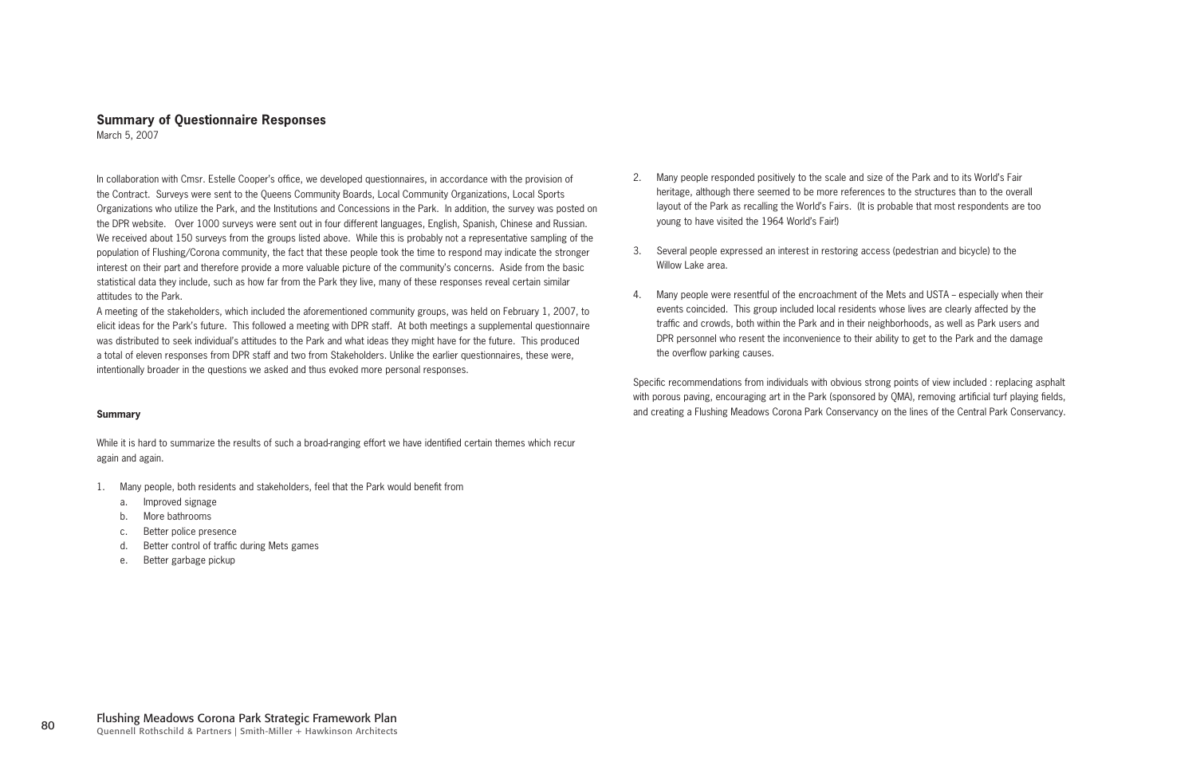## Summary of Questionnaire Responses

March 5, 2007

In collaboration with Cmsr. Estelle Cooper's office, we developed questionnaires, in accordance with the provision of the Contract. Surveys were sent to the Queens Community Boards, Local Community Organizations, Local Sports Organizations who utilize the Park, and the Institutions and Concessions in the Park. In addition, the survey was posted on the DPR website. Over 1000 surveys were sent out in four different languages, English, Spanish, Chinese and Russian. We received about 150 surveys from the groups listed above. While this is probably not a representative sampling of the population of Flushing/Corona community, the fact that these people took the time to respond may indicate the stronger interest on their part and therefore provide a more valuable picture of the community's concerns. Aside from the basic statistical data they include, such as how far from the Park they live, many of these responses reveal certain similar attitudes to the Park.

A meeting of the stakeholders, which included the aforementioned community groups, was held on February 1, 2007, to elicit ideas for the Park's future. This followed a meeting with DPR staff. At both meetings a supplemental questionnaire was distributed to seek individual's attitudes to the Park and what ideas they might have for the future. This produced a total of eleven responses from DPR staff and two from Stakeholders. Unlike the earlier questionnaires, these were, intentionally broader in the questions we asked and thus evoked more personal responses.

### Summary

While it is hard to summarize the results of such a broad-ranging effort we have identified certain themes which recur again and again.

1. Many people, both residents and stakeholders, feel that the Park would benefit from
   a. Improved signage
   b. More bathrooms
   c. Better police presence
   d. Better control of traffic during Mets games
   e. Better garbage pickup
2. Many people responded positively to the scale and size of the Park and to its World's Fair heritage, although there seemed to be more references to the structures than to the overall layout of the Park as recalling the World's Fairs. (It is probable that most respondents are too young to have visited the 1964 World's Fair!)
3. Several people expressed an interest in restoring access (pedestrian and bicycle) to the Willow Lake area.
4. Many people were resentful of the encroachment of the Mets and USTA – especially when their events coincided. This group included local residents whose lives are clearly affected by the traffic and crowds, both within the Park and in their neighborhoods, as well as Park users and DPR personnel who resent the inconvenience to their ability to get to the Park and the damage the overflow parking causes.

Specific recommendations from individuals with obvious strong points of view included : replacing asphalt with porous paving, encouraging art in the Park (sponsored by QMA), removing artificial turf playing fields, and creating a Flushing Meadows Corona Park Conservancy on the lines of the Central Park Conservancy.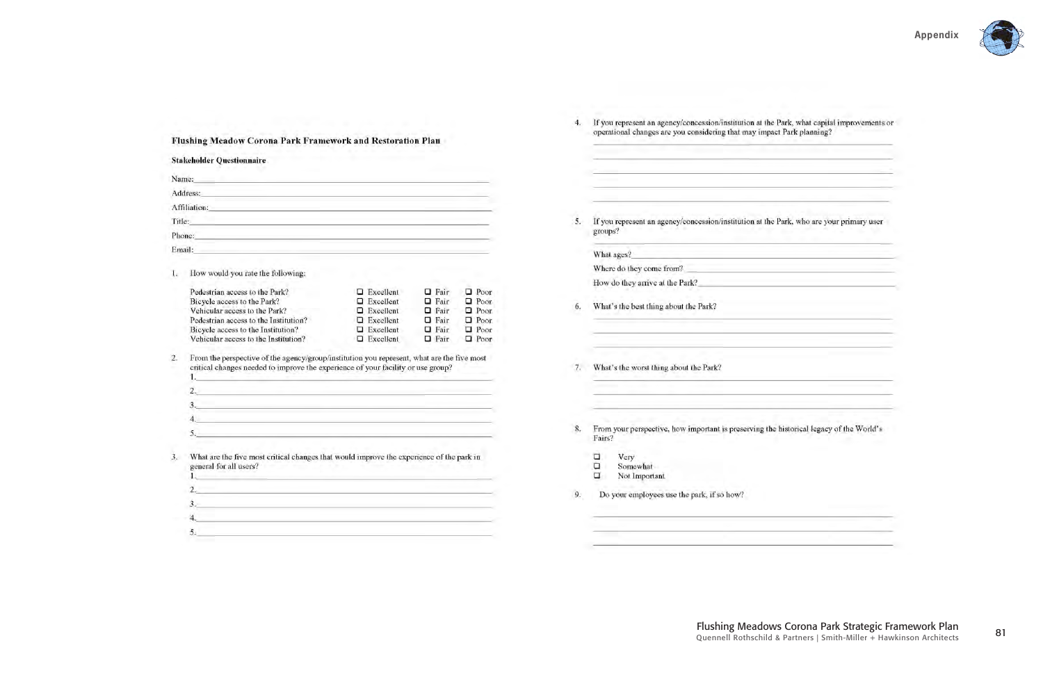**Flushing Meadow Corona Park Framework and Restoration Plan**

**Stakeholder Questionnaire**

Name:\_\_\_\_\_\_\_\_\_\_\_\_\_\_\_\_\_\_\_\_\_\_\_\_\_\_\_\_\_\_\_\_\_\_\_\_\_\_\_\_

Address:\_\_\_\_\_\_\_\_\_\_\_\_\_\_\_\_\_\_\_\_\_\_\_\_\_\_\_\_\_\_\_\_\_\_\_\_\_\_

Affiliation:\_\_\_\_\_\_\_\_\_\_\_\_\_\_\_\_\_\_\_\_\_\_\_\_\_\_\_\_\_\_\_\_\_\_\_\_

Title:\_\_\_\_\_\_\_\_\_\_\_\_\_\_\_\_\_\_\_\_\_\_\_\_\_\_\_\_\_\_\_\_\_\_\_\_\_\_\_\_\_

Phone:\_\_\_\_\_\_\_\_\_\_\_\_\_\_\_\_\_\_\_\_\_\_\_\_\_\_\_\_\_\_\_\_\_\_\_\_\_\_\_\_

Email:\_\_\_\_\_\_\_\_\_\_\_\_\_\_\_\_\_\_\_\_\_\_\_\_\_\_\_\_\_\_\_\_\_\_\_\_\_\_\_\_

1. How would you rate the following:

| | | | |
|---|---|---|---|
| Pedestrian access to the Park? | ☐ Excellent | ☐ Fair | ☐ Poor |
| Bicycle access to the Park? | ☐ Excellent | ☐ Fair | ☐ Poor |
| Vehicular access to the Park? | ☐ Excellent | ☐ Fair | ☐ Poor |
| Pedestrian access to the Institution? | ☐ Excellent | ☐ Fair | ☐ Poor |
| Bicycle access to the Institution? | ☐ Excellent | ☐ Fair | ☐ Poor |
| Vehicular access to the Institution? | ☐ Excellent | ☐ Fair | ☐ Poor |

2. From the perspective of the agency/group/institution you represent, what are the five most critical changes needed to improve the experience of your facility or use group?
   1.\_\_\_\_\_\_\_\_\_\_\_\_\_\_\_\_\_\_\_\_\_\_\_\_\_\_\_\_\_\_\_\_\_\_\_\_
   2.\_\_\_\_\_\_\_\_\_\_\_\_\_\_\_\_\_\_\_\_\_\_\_\_\_\_\_\_\_\_\_\_\_\_\_\_
   3.\_\_\_\_\_\_\_\_\_\_\_\_\_\_\_\_\_\_\_\_\_\_\_\_\_\_\_\_\_\_\_\_\_\_\_\_
   4.\_\_\_\_\_\_\_\_\_\_\_\_\_\_\_\_\_\_\_\_\_\_\_\_\_\_\_\_\_\_\_\_\_\_\_\_
   5.\_\_\_\_\_\_\_\_\_\_\_\_\_\_\_\_\_\_\_\_\_\_\_\_\_\_\_\_\_\_\_\_\_\_\_\_

3. What are the five most critical changes that would improve the experience of the park in general for all users?
   1.\_\_\_\_\_\_\_\_\_\_\_\_\_\_\_\_\_\_\_\_\_\_\_\_\_\_\_\_\_\_\_\_\_\_\_\_
   2.\_\_\_\_\_\_\_\_\_\_\_\_\_\_\_\_\_\_\_\_\_\_\_\_\_\_\_\_\_\_\_\_\_\_\_\_
   3.\_\_\_\_\_\_\_\_\_\_\_\_\_\_\_\_\_\_\_\_\_\_\_\_\_\_\_\_\_\_\_\_\_\_\_\_
   4.\_\_\_\_\_\_\_\_\_\_\_\_\_\_\_\_\_\_\_\_\_\_\_\_\_\_\_\_\_\_\_\_\_\_\_\_
   5.\_\_\_\_\_\_\_\_\_\_\_\_\_\_\_\_\_\_\_\_\_\_\_\_\_\_\_\_\_\_\_\_\_\_\_\_

4. If you represent an agency/concession/institution at the Park, what capital improvements or operational changes are you considering that may impact Park planning?

5. If you represent an agency/concession/institution at the Park, who are your primary user groups?

   What ages?\_\_\_\_\_\_\_\_\_\_\_\_\_\_\_\_\_\_\_\_\_\_\_\_\_\_\_\_\_\_\_\_\_\_\_\_

   Where do they come from?\_\_\_\_\_\_\_\_\_\_\_\_\_\_\_\_\_\_\_\_\_\_\_\_\_\_

   How do they arrive at the Park?\_\_\_\_\_\_\_\_\_\_\_\_\_\_\_\_\_\_\_\_\_\_

6. What's the best thing about the Park?

7. What's the worst thing about the Park?

8. From your perspective, how important is preserving the historical legacy of the World's Fairs?

   ☐ Very
   ☐ Somewhat
   ☐ Not Important

9. Do your employees use the park, if so how?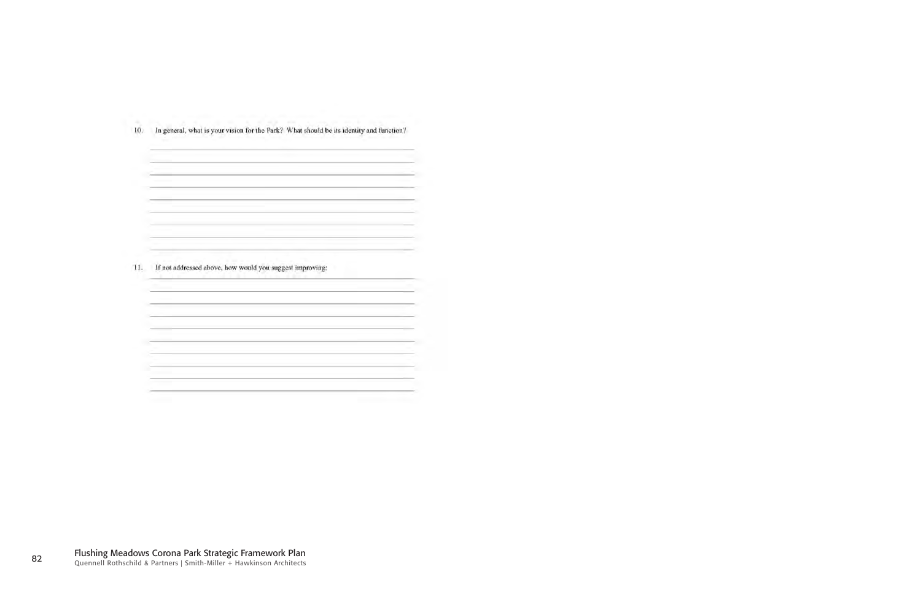10. In general, what is your vision for the Park? What should be its identity and function?

\_\_\_\_\_\_\_\_\_\_\_\_\_\_\_\_\_\_\_\_\_\_\_\_\_\_\_\_\_\_\_\_\_\_\_\_\_\_\_\_\_\_\_\_\_\_\_\_\_\_\_\_\_\_\_\_\_\_\_\_\_\_\_\_\_\_

\_\_\_\_\_\_\_\_\_\_\_\_\_\_\_\_\_\_\_\_\_\_\_\_\_\_\_\_\_\_\_\_\_\_\_\_\_\_\_\_\_\_\_\_\_\_\_\_\_\_\_\_\_\_\_\_\_\_\_\_\_\_\_\_\_\_

\_\_\_\_\_\_\_\_\_\_\_\_\_\_\_\_\_\_\_\_\_\_\_\_\_\_\_\_\_\_\_\_\_\_\_\_\_\_\_\_\_\_\_\_\_\_\_\_\_\_\_\_\_\_\_\_\_\_\_\_\_\_\_\_\_\_

\_\_\_\_\_\_\_\_\_\_\_\_\_\_\_\_\_\_\_\_\_\_\_\_\_\_\_\_\_\_\_\_\_\_\_\_\_\_\_\_\_\_\_\_\_\_\_\_\_\_\_\_\_\_\_\_\_\_\_\_\_\_\_\_\_\_

\_\_\_\_\_\_\_\_\_\_\_\_\_\_\_\_\_\_\_\_\_\_\_\_\_\_\_\_\_\_\_\_\_\_\_\_\_\_\_\_\_\_\_\_\_\_\_\_\_\_\_\_\_\_\_\_\_\_\_\_\_\_\_\_\_\_

\_\_\_\_\_\_\_\_\_\_\_\_\_\_\_\_\_\_\_\_\_\_\_\_\_\_\_\_\_\_\_\_\_\_\_\_\_\_\_\_\_\_\_\_\_\_\_\_\_\_\_\_\_\_\_\_\_\_\_\_\_\_\_\_\_\_

\_\_\_\_\_\_\_\_\_\_\_\_\_\_\_\_\_\_\_\_\_\_\_\_\_\_\_\_\_\_\_\_\_\_\_\_\_\_\_\_\_\_\_\_\_\_\_\_\_\_\_\_\_\_\_\_\_\_\_\_\_\_\_\_\_\_

\_\_\_\_\_\_\_\_\_\_\_\_\_\_\_\_\_\_\_\_\_\_\_\_\_\_\_\_\_\_\_\_\_\_\_\_\_\_\_\_\_\_\_\_\_\_\_\_\_\_\_\_\_\_\_\_\_\_\_\_\_\_\_\_\_\_

\_\_\_\_\_\_\_\_\_\_\_\_\_\_\_\_\_\_\_\_\_\_\_\_\_\_\_\_\_\_\_\_\_\_\_\_\_\_\_\_\_\_\_\_\_\_\_\_\_\_\_\_\_\_\_\_\_\_\_\_\_\_\_\_\_\_

11. If not addressed above, how would you suggest improving:

\_\_\_\_\_\_\_\_\_\_\_\_\_\_\_\_\_\_\_\_\_\_\_\_\_\_\_\_\_\_\_\_\_\_\_\_\_\_\_\_\_\_\_\_\_\_\_\_\_\_\_\_\_\_\_\_\_\_\_\_\_\_\_\_\_\_

\_\_\_\_\_\_\_\_\_\_\_\_\_\_\_\_\_\_\_\_\_\_\_\_\_\_\_\_\_\_\_\_\_\_\_\_\_\_\_\_\_\_\_\_\_\_\_\_\_\_\_\_\_\_\_\_\_\_\_\_\_\_\_\_\_\_

\_\_\_\_\_\_\_\_\_\_\_\_\_\_\_\_\_\_\_\_\_\_\_\_\_\_\_\_\_\_\_\_\_\_\_\_\_\_\_\_\_\_\_\_\_\_\_\_\_\_\_\_\_\_\_\_\_\_\_\_\_\_\_\_\_\_

\_\_\_\_\_\_\_\_\_\_\_\_\_\_\_\_\_\_\_\_\_\_\_\_\_\_\_\_\_\_\_\_\_\_\_\_\_\_\_\_\_\_\_\_\_\_\_\_\_\_\_\_\_\_\_\_\_\_\_\_\_\_\_\_\_\_

\_\_\_\_\_\_\_\_\_\_\_\_\_\_\_\_\_\_\_\_\_\_\_\_\_\_\_\_\_\_\_\_\_\_\_\_\_\_\_\_\_\_\_\_\_\_\_\_\_\_\_\_\_\_\_\_\_\_\_\_\_\_\_\_\_\_

\_\_\_\_\_\_\_\_\_\_\_\_\_\_\_\_\_\_\_\_\_\_\_\_\_\_\_\_\_\_\_\_\_\_\_\_\_\_\_\_\_\_\_\_\_\_\_\_\_\_\_\_\_\_\_\_\_\_\_\_\_\_\_\_\_\_

\_\_\_\_\_\_\_\_\_\_\_\_\_\_\_\_\_\_\_\_\_\_\_\_\_\_\_\_\_\_\_\_\_\_\_\_\_\_\_\_\_\_\_\_\_\_\_\_\_\_\_\_\_\_\_\_\_\_\_\_\_\_\_\_\_\_

\_\_\_\_\_\_\_\_\_\_\_\_\_\_\_\_\_\_\_\_\_\_\_\_\_\_\_\_\_\_\_\_\_\_\_\_\_\_\_\_\_\_\_\_\_\_\_\_\_\_\_\_\_\_\_\_\_\_\_\_\_\_\_\_\_\_

\_\_\_\_\_\_\_\_\_\_\_\_\_\_\_\_\_\_\_\_\_\_\_\_\_\_\_\_\_\_\_\_\_\_\_\_\_\_\_\_\_\_\_\_\_\_\_\_\_\_\_\_\_\_\_\_\_\_\_\_\_\_\_\_\_\_

\_\_\_\_\_\_\_\_\_\_\_\_\_\_\_\_\_\_\_\_\_\_\_\_\_\_\_\_\_\_\_\_\_\_\_\_\_\_\_\_\_\_\_\_\_\_\_\_\_\_\_\_\_\_\_\_\_\_\_\_\_\_\_\_\_\_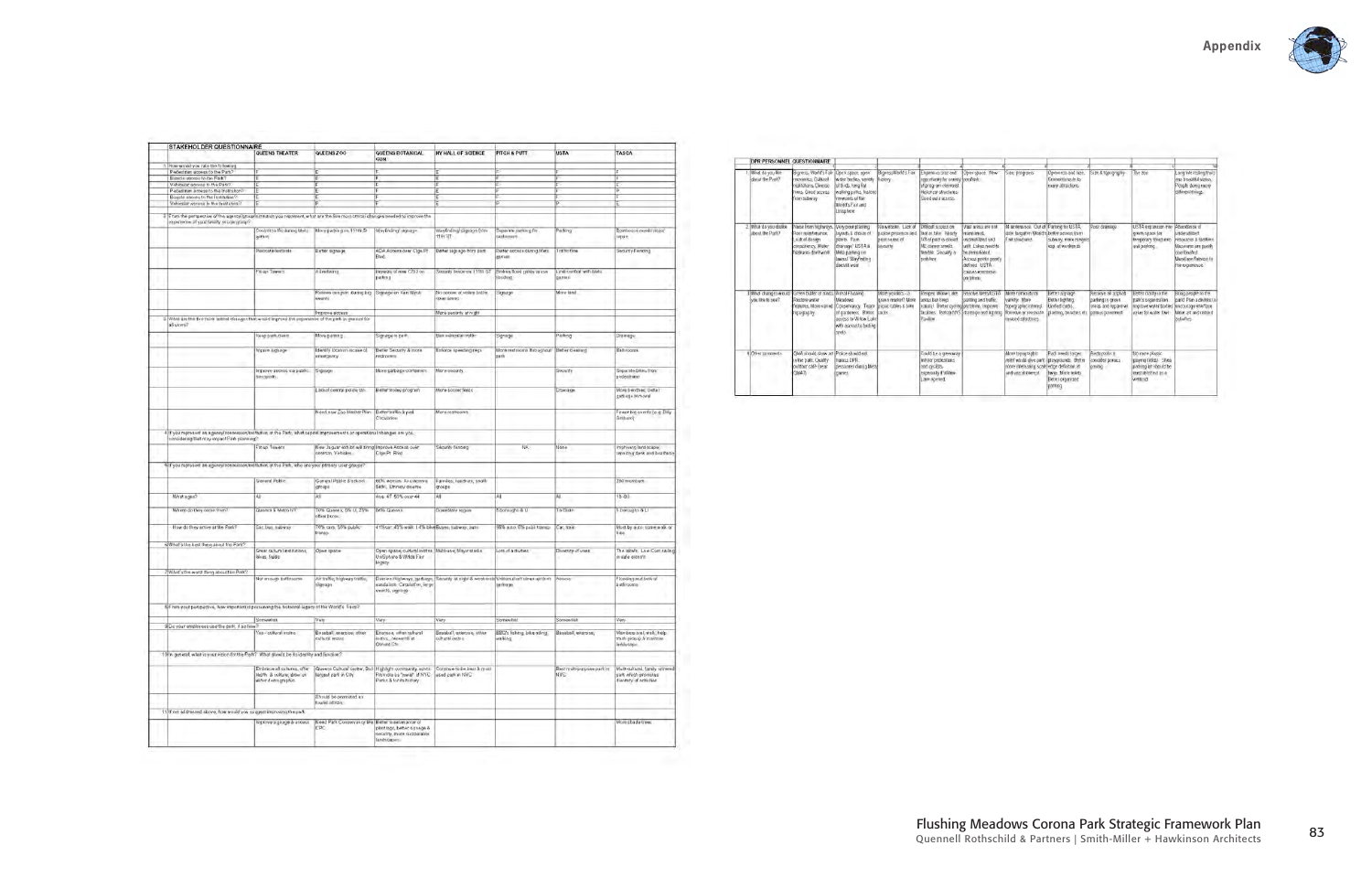| STAKEHOLDER QUESTIONNAIRE | QUEENS THEATER | QUEENS ZOO | QUEENS BOTANICAL GARDEN | NY HALL OF SCIENCE | PITCH & PUTT | USTA | TASCA |
|---|---|---|---|---|---|---|---|
| 1 How would you rate the following: | | | | | | | |
| Pedestrian access to the Park? | F | E | F | E | F | F | F |
| Bicycle access to the Park? | E | E | F | E | F | F | F |
| Vehicular access to the Park? | E | E | E | E | E | F | E |
| Pedestrian access to the Institution? | E | E | E | E | F | F | F |
| Bicycle access to the Institution? | E | E | F | E | P | F | F |
| Vehicular access to the Institution? | E | P | F | E | P | P | E |
| 2 From the perspective of the agency/group/institution you represent, what are the three most critical changes needed to improve the experience of your family or user group? | | | | | | | |
| | Crosswalk to fix during Mets games | More parking esp. 111th St | Wayfinding signage | Wayfinding signage from 111th St | Separate parking for institutions | Parking | Sportsfield / marathon repair |
| | Relocate bollards | Better signage | ADA Access over Elgin Rd Blvd. | Better signage from park | Better access during Mets games | Traffic flow | Security Fencing |
| | Fix up Towers | Wayfinding | Improve at new C2/3 on parking | Security fence on 111th St | Bring back ... on roadway | Limit conflict with Mets games | |
| | | Relieve congestion during big events | Signage on Van Wyck | No access to ... vendors | Signage | More land | |
| | | Improve access | | More security at night | | | |
| 3 What are the three most critical changes that would improve the experience of the park in general for all users? | | | | | | | |
| | Keep park clean | More parking | Signage in park | Bike/pedestrian traffic | Signage | Parking | Drainage |
| | Improve signage | Identify (location) emergency | Better Security & more restrooms | Enforce speeding regs | More restrooms throughout park | Better Cleaning | Bathrooms |
| | Improve access via public transportation | Signage | More garbage containers | More security | | Security | Separate bikes from pedestrians |
| | | Lack of central public sp. | Better trolley program | More soccer fields | | Drainage | More trees/less; better garbage removal |
| | | Need new Zoo Master Plan | Better walk & ped. circulation | More restrooms | | | Fewer big events (e.g. Billy Graham) |
| 4 If you represent an agency/concession/institution in the Park, what capital improvements or operational changes are you considering that may impact Park planning? | | | | | | | |
| | Fix up Towers | New Jaguar exhibit will bring more ... Veterans | Improve Access over Elgin Rd. Blvd | Security fencing | NA | None | Improving landscape, replacing bank and boardwalk |
| 5 If you represent an agency/concession/institution in the Park, who are your primary user groups? | | | | | | | |
| | General Public | General Public & school groups | 80% women. Avoid some Saturdays. Ethnic diverse | Families, teachers, youth groups | | | Old members |
| What ages? | All | All | Avg. 47, 50% over 44 | All | All | All | 18-80 |
| Where do they come from? | Queens & Metro NY | 70% Queens, 5% LI, 25% other boros | 85% Queens | Downstate region | 5 boroughs & LI | Tri-State | 5 boroughs & LI |
| How do they arrive at the Park? | Car, bus, subway | 70% cars, 30% public transp. | 41% car, 45% walk, 14% bike | Buses, subway, auto | 80% auto, 15% public transp. | Car, train | Most by auto, some walk or bus |
| 6 What is the best thing about the Park? | Great cultural institutions, lakes, fields | Open space | Open space, cultural institutions, Unisphere & World's Fair legacy | Multi-use, Mayor's desk | Lots of activities | Diversity of users | The lakes. Low cost sailing in state waters |
| 7 What is the worst thing about the Park? | Not enough bathrooms | Air traffic, highway traffic, signage | Diverse highways, garbage, vandalism. Circulation, large events, signage | Security at night & weekends | Visitors don't know options, garbage | Access | Flooding and lack of bathrooms |
| 8 From your perspective, how important is preserving the historical legacy of the World's Fair? | | | | | | | |
| | Somewhat | Very | Very | Very | Somewhat | Somewhat | Very |
| 9 Do your employees use the park, if so how? | Yes - cultural instns | Baseball, exercise, other cultural instns | Exercise, other cultural instns, concerts | Baseball, exercise, other cultural instns | BBQ's, fishing, bike riding, walking | Baseball, exercise | Members boat, walk, help them group & maintain bathrooms |
| 10 In general, what is your vision for the Park? What should be its identity and function? | | | | | | | |
| | Embrace all cultures, offer multi & cultural, draw on diverse demographic | Queens Cultural Center, 2nd largest park in City | Highlight community assets. Promote as a "jewel" of NYC. Parks & horticulture | Continue to be best & most used park in NYC | | Best multi-purpose park in NYC | Multi-cultural, family oriented park which promotes diversity of activities |
| | | Should be promoted as tourist attrac. | | | | | |
| 11 If not addressed above, how would you suggest improving the park: | | | | | | | |
| | Improve signage & access | Need Park Conservancy like CPC | Better maintenance of plantings, better signage & security, more sustainable landscapes | | | | More shade trees |

| DPR PERSONNEL QUESTIONNAIRE | 1 | 2 | 3 | 4 | 5 | 6 | 7 | 8 | 9 | 10 |
|---|---|---|---|---|---|---|---|---|---|---|
| 1 What do you like about the Park? | Bigness, World's Fair memories, Cultural institutions, Diverse users. Good access from subway | Open space, open water bodies, variety of things, long flat walking paths, historic remnants of the World's Fair and Unisphere | Bigness/World's Fair history | Expansive size and opportunity for variety of programs. Historical structures. Good auto access | Open space. "New" pavilion | Size, programs | Open vistas and lakes. Connections to its many attractions | Size & topography | The zoo | Long run visiting; beautiful views. People doing many different things |
| 2 What do you dislike about the Park? | Noise from highways, poor maintenance, lack of design consistency. Water features (fountains) | Very poor planting layouts & choice of plants. Poor drainage. USTA & Mets parking on lawns! Wayfinding doesn't exist | Stormwater. Lack of police presence and poor sense of security | Difficult access on foot or bike. Nearly 1/3 of park is closed. Security in park | Vast areas are not maintained, unprogrammed and underutilized. Lakes need to be remediated. Access points poorly defined. USTA encroachment | Maintenance. Out of date. Mets fans | Parking for USTA. Better access from subway, more crosswalks | Poor drainage | USTA expansion into green space (or temporary structures) and parking | Abundance of underutilized resources & facilities. Museums are poorly coordinated. Meadow Natural ... homogeneous |
| 3 What changes would you like to see? | Green buffer at roads. Restore water features. More varied topography | Wholesale planting. Meadows. Conservancy. Types of gardens. Better access to Willow Lake with connection to fishing ponds | More grounds ... grass meadow? More public tables & bike racks | Wetlands. Willow Lake areas, bus loop. Better cycling facilities. Tennis at NYS Pavilion | Remove Mets/USTA parking and traffic. Improve drainage and lighting | More naturalistic planting. More topography/interest. Remove or renovate unused structures | Better signage. Better lighting. Unified park planting, benches, etc. | Remove all asphalt parking in green areas, and improve pavement | Better cutting in the park's organization. Improve water bodies access for water. | Bring people to the park. Plan a destination and a larger attraction. More art and cultural activities |
| 4 Other comments | DMA should draw art in the park. Quality outdoor café (near DMA?) | Police should not harass DPR personnel during Mets games | | Could be a greenway, better pedestrians and cyclists, especially if Willow Lake opened | | More topography; more would give park more interest, scale and use of water | Park needs larger playgrounds. Better edge definition at lawns. More toilets. Better organized parking | Restructure & consider grass paving | No more plastic playing fields. Shea parking lot should be reestablished as a wetland | |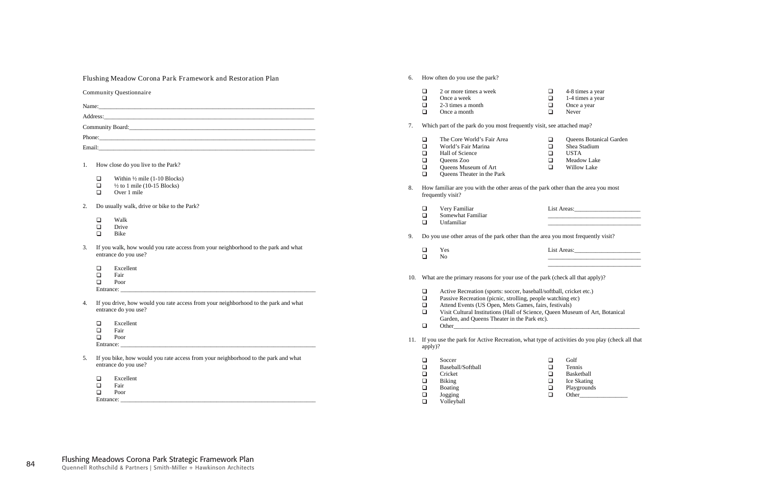Flushing Meadow Corona Park Framework and Restoration Plan

Community Questionnaire

Name:\_\_\_\_\_\_\_\_\_\_\_\_\_\_\_\_\_\_\_\_\_\_\_\_\_\_\_\_\_\_\_\_\_\_\_\_\_\_\_\_\_\_\_\_\_\_\_\_\_\_\_\_\_\_\_\_

Address:\_\_\_\_\_\_\_\_\_\_\_\_\_\_\_\_\_\_\_\_\_\_\_\_\_\_\_\_\_\_\_\_\_\_\_\_\_\_\_\_\_\_\_\_\_\_\_\_\_\_\_\_\_\_

Community Board:\_\_\_\_\_\_\_\_\_\_\_\_\_\_\_\_\_\_\_\_\_\_\_\_\_\_\_\_\_\_\_\_\_\_\_\_\_\_\_\_\_\_\_\_\_\_\_

Phone:\_\_\_\_\_\_\_\_\_\_\_\_\_\_\_\_\_\_\_\_\_\_\_\_\_\_\_\_\_\_\_\_\_\_\_\_\_\_\_\_\_\_\_\_\_\_\_\_\_\_\_\_\_\_\_\_

Email:\_\_\_\_\_\_\_\_\_\_\_\_\_\_\_\_\_\_\_\_\_\_\_\_\_\_\_\_\_\_\_\_\_\_\_\_\_\_\_\_\_\_\_\_\_\_\_\_\_\_\_\_\_\_\_\_

1. How close do you live to the Park?

   - ❑ Within ½ mile (1-10 Blocks)
   - ❑ ½ to 1 mile (10-15 Blocks)
   - ❑ Over 1 mile

2. Do usually walk, drive or bike to the Park?

   - ❑ Walk
   - ❑ Drive
   - ❑ Bike

3. If you walk, how would you rate access from your neighborhood to the park and what entrance do you use?

   - ❑ Excellent
   - ❑ Fair
   - ❑ Poor

   Entrance: \_\_\_\_\_\_\_\_\_\_\_\_\_\_\_\_\_\_\_\_\_\_\_\_\_\_\_\_\_\_\_\_\_\_\_\_\_\_\_\_\_\_\_\_\_\_\_\_\_\_

4. If you drive, how would you rate access from your neighborhood to the park and what entrance do you use?

   - ❑ Excellent
   - ❑ Fair
   - ❑ Poor

   Entrance: \_\_\_\_\_\_\_\_\_\_\_\_\_\_\_\_\_\_\_\_\_\_\_\_\_\_\_\_\_\_\_\_\_\_\_\_\_\_\_\_\_\_\_\_\_\_\_\_\_\_

5. If you bike, how would you rate access from your neighborhood to the park and what entrance do you use?

   - ❑ Excellent
   - ❑ Fair
   - ❑ Poor

   Entrance: \_\_\_\_\_\_\_\_\_\_\_\_\_\_\_\_\_\_\_\_\_\_\_\_\_\_\_\_\_\_\_\_\_\_\_\_\_\_\_\_\_\_\_\_\_\_\_\_\_\_

6. How often do you use the park?

   - ❑ 2 or more times a week
   - ❑ Once a week
   - ❑ 2-3 times a month
   - ❑ Once a month
   - ❑ 4-8 times a year
   - ❑ 1-4 times a year
   - ❑ Once a year
   - ❑ Never

7. Which part of the park do you most frequently visit, see attached map?

   - ❑ The Core World's Fair Area
   - ❑ World's Fair Marina
   - ❑ Hall of Science
   - ❑ Queens Zoo
   - ❑ Queens Museum of Art
   - ❑ Queens Theater in the Park
   - ❑ Queens Botanical Garden
   - ❑ Shea Stadium
   - ❑ USTA
   - ❑ Meadow Lake
   - ❑ Willow Lake

8. How familiar are you with the other areas of the park other than the area you most frequently visit?

   - ❑ Very Familiar
   - ❑ Somewhat Familiar
   - ❑ Unfamiliar

   List Areas:\_\_\_\_\_\_\_\_\_\_\_\_\_\_\_\_\_\_\_\_\_\_\_\_

9. Do you use other areas of the park other than the area you most frequently visit?

   - ❑ Yes
   - ❑ No

   List Areas:\_\_\_\_\_\_\_\_\_\_\_\_\_\_\_\_\_\_\_\_\_\_\_\_

10. What are the primary reasons for your use of the park (check all that apply)?

    - ❑ Active Recreation (sports: soccer, baseball/softball, cricket etc.)
    - ❑ Passive Recreation (picnic, strolling, people watching etc)
    - ❑ Attend Events (US Open, Mets Games, fairs, festivals)
    - ❑ Visit Cultural Institutions (Hall of Science, Queen Museum of Art, Botanical Garden, and Queens Theater in the Park etc).
    - ❑ Other\_\_\_\_\_\_\_\_\_\_\_\_\_\_\_\_\_\_\_\_\_\_\_\_\_\_\_\_\_\_\_\_\_\_\_\_\_\_\_\_\_\_\_\_\_\_

11. If you use the park for Active Recreation, what type of activities do you play (check all that apply)?

    - ❑ Soccer
    - ❑ Baseball/Softball
    - ❑ Cricket
    - ❑ Biking
    - ❑ Boating
    - ❑ Jogging
    - ❑ Volleyball
    - ❑ Golf
    - ❑ Tennis
    - ❑ Basketball
    - ❑ Ice Skating
    - ❑ Playgrounds
    - ❑ Other\_\_\_\_\_\_\_\_\_\_\_\_\_\_\_\_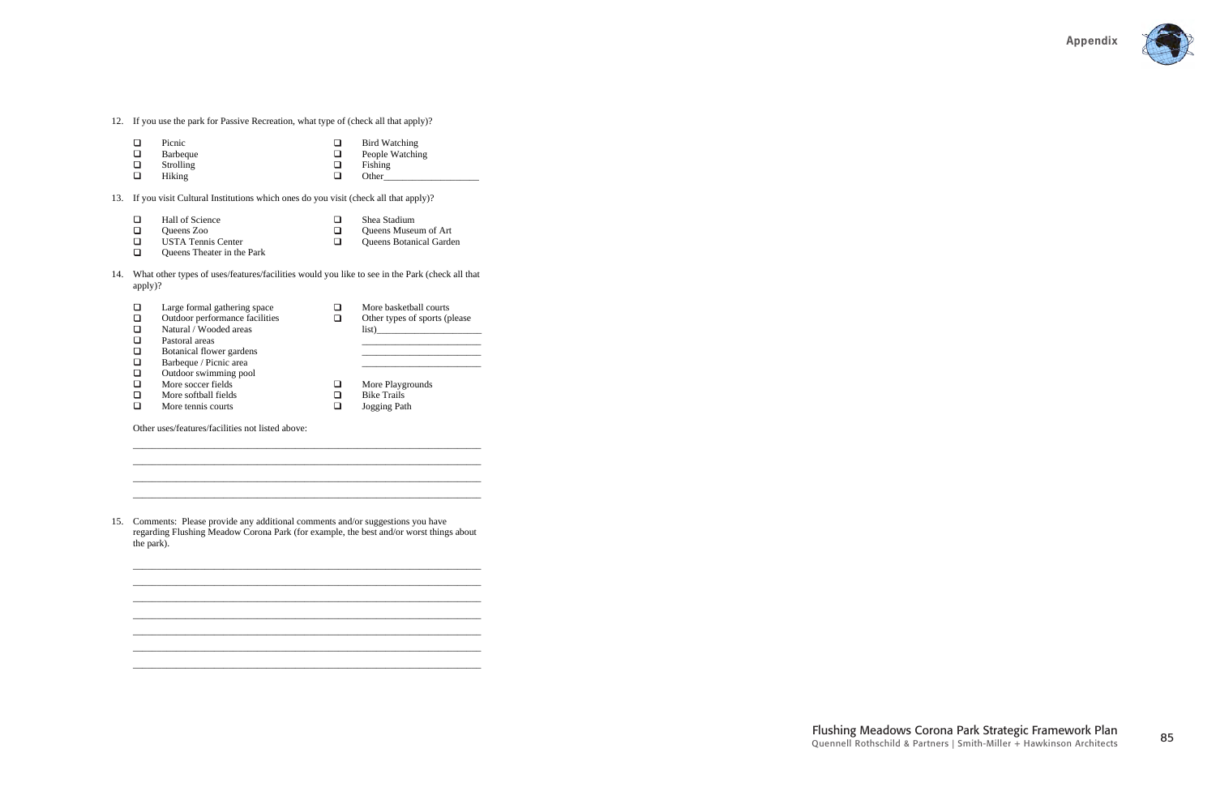12. If you use the park for Passive Recreation, what type of (check all that apply)?

- ❑ Picnic
- ❑ Barbeque
- ❑ Strolling
- ❑ Hiking
- ❑ Bird Watching
- ❑ People Watching
- ❑ Fishing
- ❑ Other____________________

13. If you visit Cultural Institutions which ones do you visit (check all that apply)?

- ❑ Hall of Science
- ❑ Queens Zoo
- ❑ USTA Tennis Center
- ❑ Queens Theater in the Park
- ❑ Shea Stadium
- ❑ Queens Museum of Art
- ❑ Queens Botanical Garden

14. What other types of uses/features/facilities would you like to see in the Park (check all that apply)?

- ❑ Large formal gathering space
- ❑ Outdoor performance facilities
- ❑ Natural / Wooded areas
- ❑ Pastoral areas
- ❑ Botanical flower gardens
- ❑ Barbeque / Picnic area
- ❑ Outdoor swimming pool
- ❑ More soccer fields
- ❑ More softball fields
- ❑ More tennis courts
- ❑ More basketball courts
- ❑ Other types of sports (please list)______________________
  ________________________
  ________________________
  ________________________
- ❑ More Playgrounds
- ❑ Bike Trails
- ❑ Jogging Path

Other uses/features/facilities not listed above:

______________________________________________________________________________

______________________________________________________________________________

______________________________________________________________________________

______________________________________________________________________________

15. Comments: Please provide any additional comments and/or suggestions you have regarding Flushing Meadow Corona Park (for example, the best and/or worst things about the park).

______________________________________________________________________________

______________________________________________________________________________

______________________________________________________________________________

______________________________________________________________________________

______________________________________________________________________________

______________________________________________________________________________

______________________________________________________________________________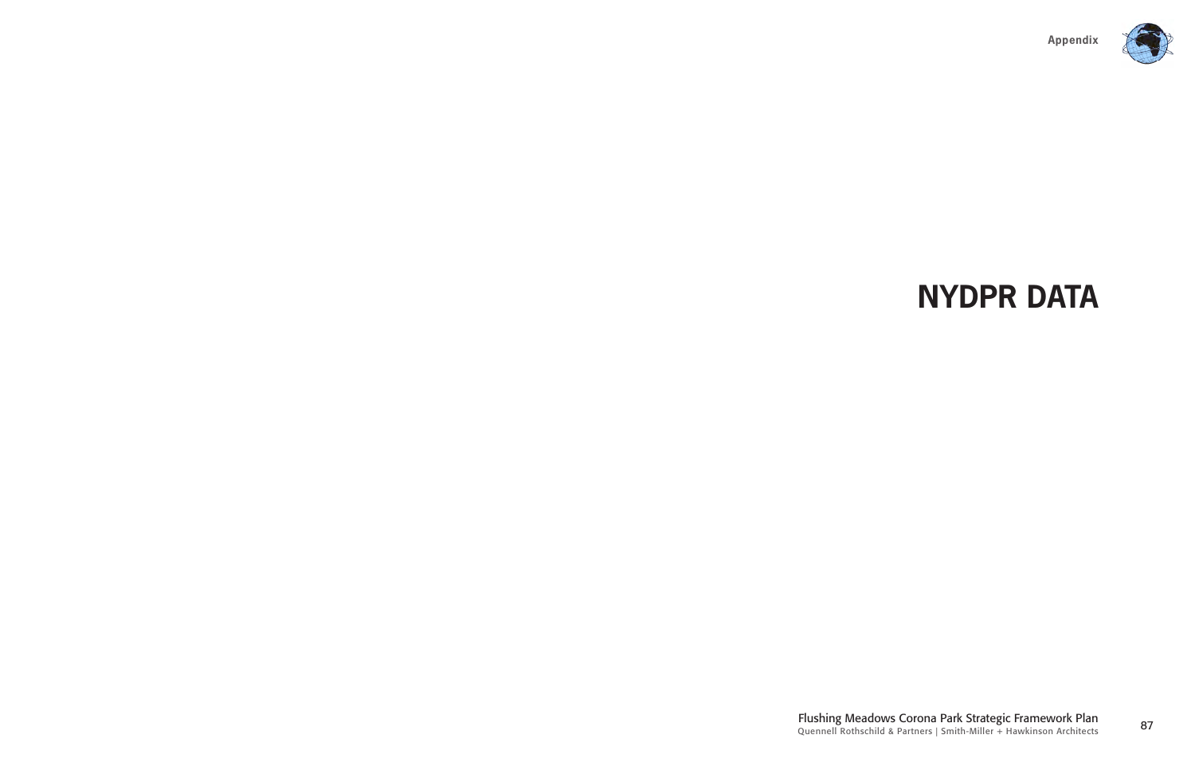# NYDPR DATA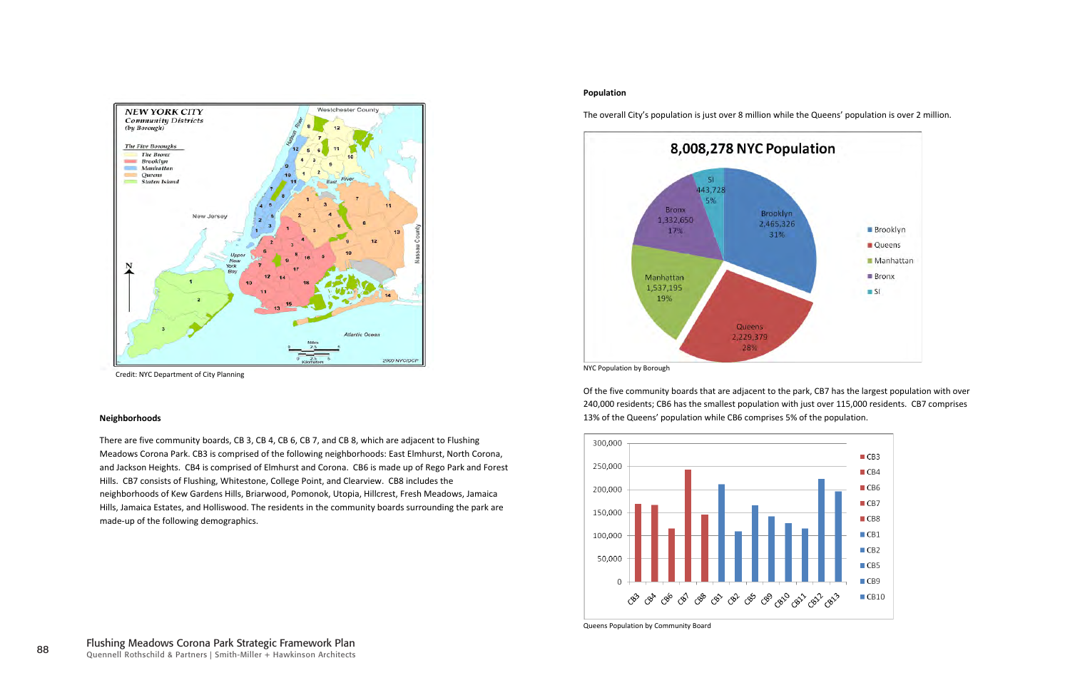Credit: NYC Department of City Planning

### Neighborhoods

There are five community boards, CB 3, CB 4, CB 6, CB 7, and CB 8, which are adjacent to Flushing Meadows Corona Park. CB3 is comprised of the following neighborhoods: East Elmhurst, North Corona, and Jackson Heights. CB4 is comprised of Elmhurst and Corona. CB6 is made up of Rego Park and Forest Hills. CB7 consists of Flushing, Whitestone, College Point, and Clearview. CB8 includes the neighborhoods of Kew Gardens Hills, Briarwood, Pomonok, Utopia, Hillcrest, Fresh Meadows, Jamaica Hills, Jamaica Estates, and Holliswood. The residents in the community boards surrounding the park are made-up of the following demographics.

### Population

The overall City's population is just over 8 million while the Queens' population is over 2 million.

**8,008,278 NYC Population**

| Borough | Population | Percent |
|---|---|---|
| Brooklyn | 2,465,326 | 31% |
| Queens | 2,229,379 | 28% |
| Manhattan | 1,537,195 | 19% |
| Bronx | 1,332,650 | 17% |
| SI | 443,728 | 5% |

NYC Population by Borough

Of the five community boards that are adjacent to the park, CB7 has the largest population with over 240,000 residents; CB6 has the smallest population with just over 115,000 residents. CB7 comprises 13% of the Queens' population while CB6 comprises 5% of the population.

Queens Population by Community Board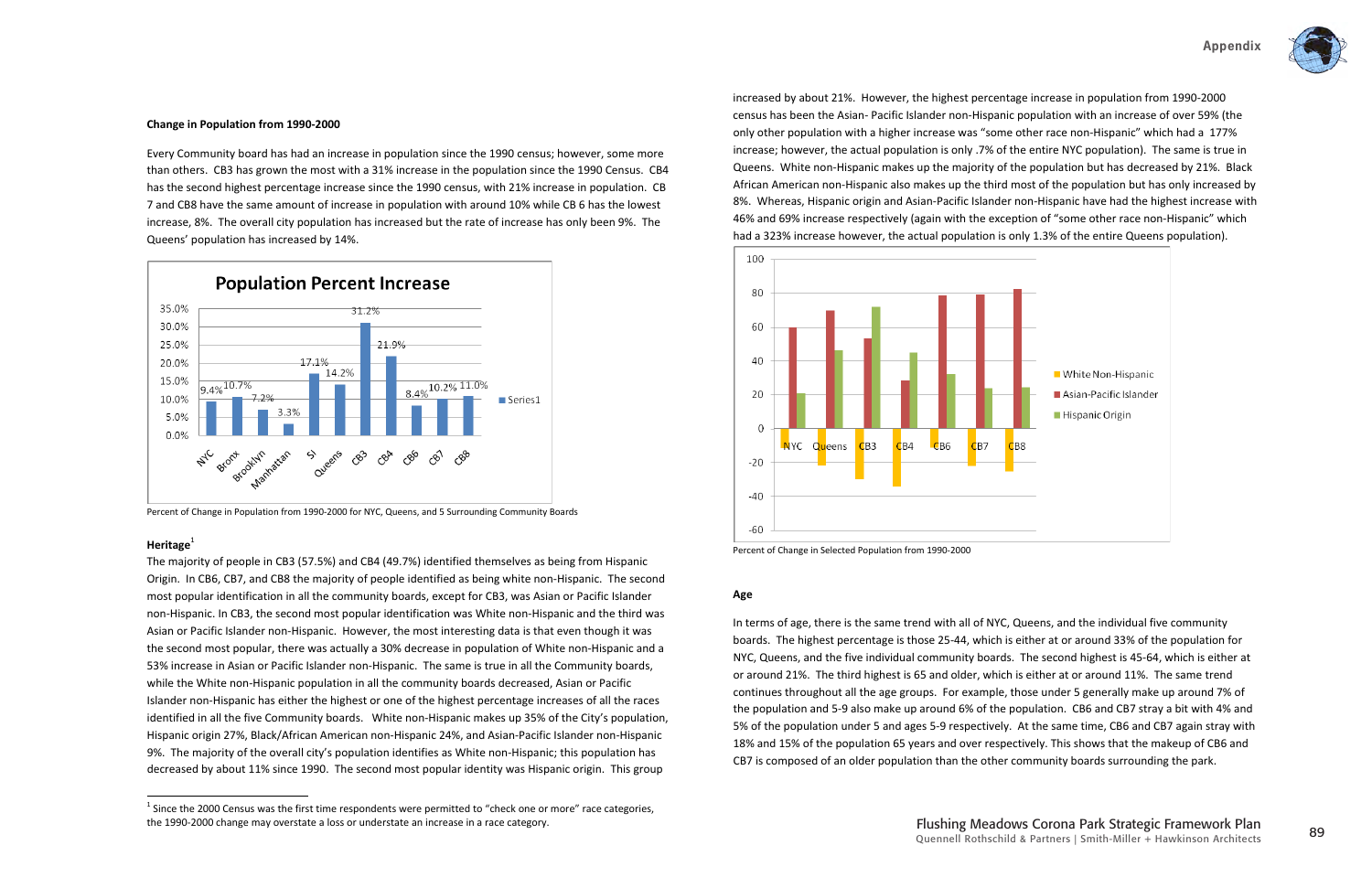**Change in Population from 1990-2000**

Every Community board has had an increase in population since the 1990 census; however, some more than others. CB3 has grown the most with a 31% increase in the population since the 1990 Census. CB4 has the second highest percentage increase since the 1990 census, with 21% increase in population. CB 7 and CB8 have the same amount of increase in population with around 10% while CB 6 has the lowest increase, 8%. The overall city population has increased but the rate of increase has only been 9%. The Queens' population has increased by 14%.

**Population Percent Increase**

| | Series1 |
|---|---|
| NYC | 9.4% |
| Bronx | 10.7% |
| Brooklyn | 7.2% |
| Manhattan | 3.3% |
| SI | 17.1% |
| Queens | 14.2% |
| CB3 | 31.2% |
| CB4 | 21.9% |
| CB6 | 8.4% |
| CB7 | 10.2% |
| CB8 | 11.0% |

Percent of Change in Population from 1990-2000 for NYC, Queens, and 5 Surrounding Community Boards

**Heritage**[1]

The majority of people in CB3 (57.5%) and CB4 (49.7%) identified themselves as being from Hispanic Origin. In CB6, CB7, and CB8 the majority of people identified as being white non-Hispanic. The second most popular identification in all the community boards, except for CB3, was Asian or Pacific Islander non-Hispanic. In CB3, the second most popular identification was White non-Hispanic and the third was Asian or Pacific Islander non-Hispanic. However, the most interesting data is that even though it was the second most popular, there was actually a 30% decrease in population of White non-Hispanic and a 53% increase in Asian or Pacific Islander non-Hispanic. The same is true in all the Community boards, while the White non-Hispanic population in all the community boards decreased, Asian or Pacific Islander non-Hispanic has either the highest or one of the highest percentage increases of all the races identified in all the five Community boards. White non-Hispanic makes up 35% of the City's population, Hispanic origin 27%, Black/African American non-Hispanic 24%, and Asian-Pacific Islander non-Hispanic 9%. The majority of the overall city's population identifies as White non-Hispanic; this population has decreased by about 11% since 1990. The second most popular identity was Hispanic origin. This group increased by about 21%. However, the highest percentage increase in population from 1990-2000 census has been the Asian- Pacific Islander non-Hispanic population with an increase of over 59% (the only other population with a higher increase was "some other race non-Hispanic" which had a 177% increase; however, the actual population is only .7% of the entire NYC population). The same is true in Queens. White non-Hispanic makes up the majority of the population but has decreased by 21%. Black African American non-Hispanic also makes up the third most of the population but has only increased by 8%. Whereas, Hispanic origin and Asian-Pacific Islander non-Hispanic have had the highest increase with 46% and 69% increase respectively (again with the exception of "some other race non-Hispanic" which had a 323% increase however, the actual population is only 1.3% of the entire Queens population).

| | White Non-Hispanic | Asian-Pacific Islander | Hispanic Origin |
|---|---|---|---|
| NYC | -11 | 60 | 21 |
| Queens | -21 | 70 | 46 |
| CB3 | -30 | 53 | 72 |
| CB4 | -34 | 28 | 45 |
| CB6 | -11 | 79 | 32 |
| CB7 | -21 | 79 | 24 |
| CB8 | -25 | 82 | 24 |

Percent of Change in Selected Population from 1990-2000

**Age**

In terms of age, there is the same trend with all of NYC, Queens, and the individual five community boards. The highest percentage is those 25-44, which is either at or around 33% of the population for NYC, Queens, and the five individual community boards. The second highest is 45-64, which is either at or around 21%. The third highest is 65 and older, which is either at or around 11%. The same trend continues throughout all the age groups. For example, those under 5 generally make up around 7% of the population and 5-9 also make up around 6% of the population. CB6 and CB7 stray a bit with 4% and 5% of the population under 5 and ages 5-9 respectively. At the same time, CB6 and CB7 again stray with 18% and 15% of the population 65 years and over respectively. This shows that the makeup of CB6 and CB7 is composed of an older population than the other community boards surrounding the park.

[1] Since the 2000 Census was the first time respondents were permitted to "check one or more" race categories, the 1990-2000 change may overstate a loss or understate an increase in a race category.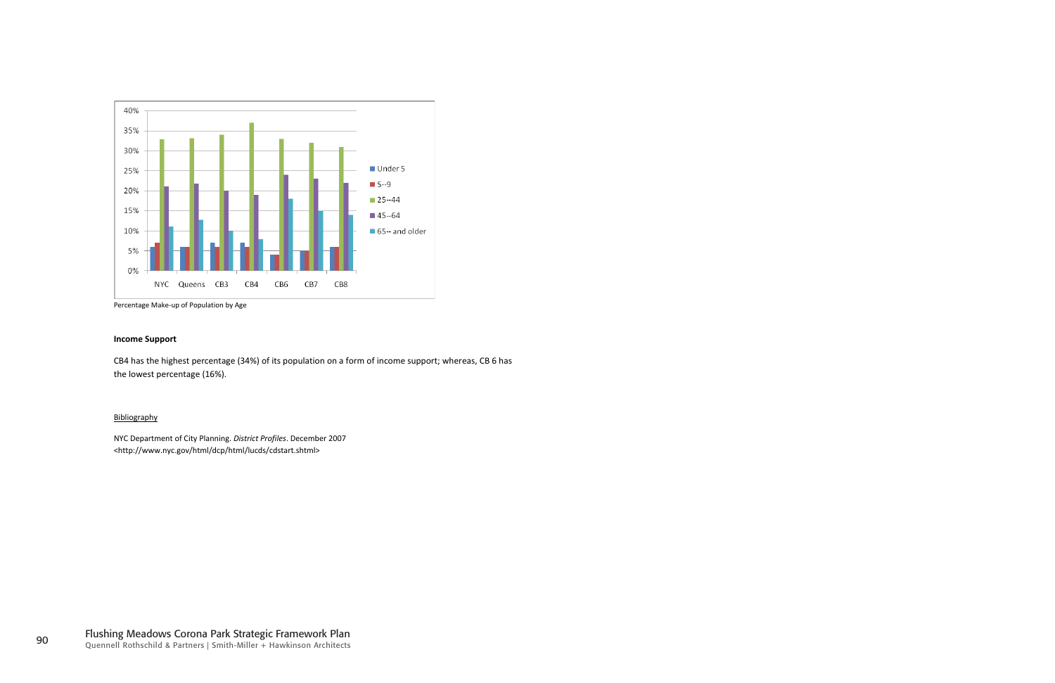Percentage Make-up of Population by Age

**Income Support**

CB4 has the highest percentage (34%) of its population on a form of income support; whereas, CB 6 has the lowest percentage (16%).

<u>Bibliography</u>

NYC Department of City Planning. *District Profiles*. December 2007 <http://www.nyc.gov/html/dcp/html/lucds/cdstart.shtml>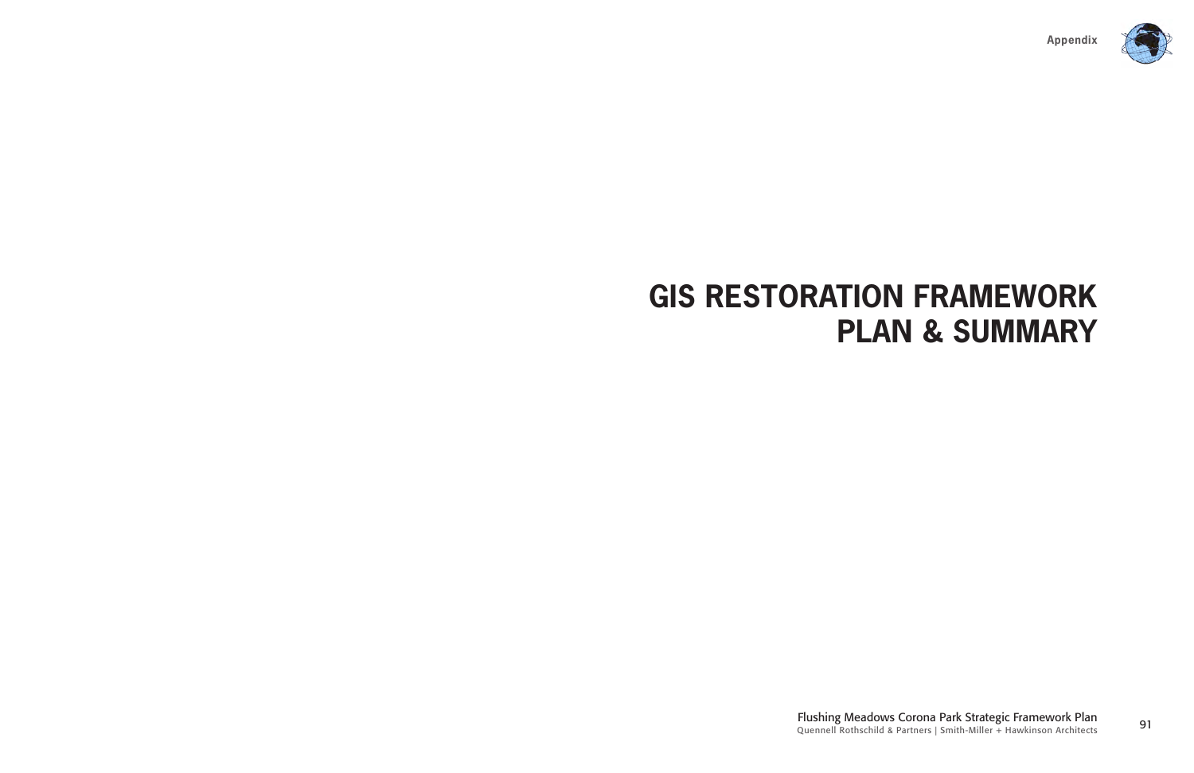# GIS RESTORATION FRAMEWORK PLAN & SUMMARY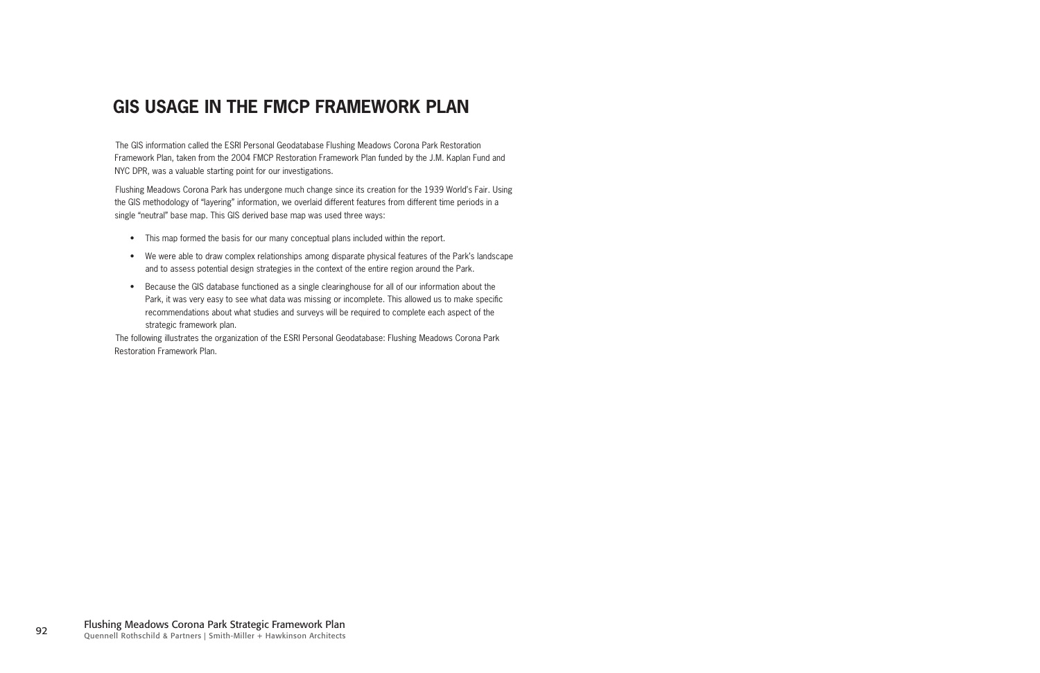# GIS USAGE IN THE FMCP FRAMEWORK PLAN

The GIS information called the ESRI Personal Geodatabase Flushing Meadows Corona Park Restoration Framework Plan, taken from the 2004 FMCP Restoration Framework Plan funded by the J.M. Kaplan Fund and NYC DPR, was a valuable starting point for our investigations.

Flushing Meadows Corona Park has undergone much change since its creation for the 1939 World's Fair. Using the GIS methodology of "layering" information, we overlaid different features from different time periods in a single "neutral" base map. This GIS derived base map was used three ways:

- This map formed the basis for our many conceptual plans included within the report.
- We were able to draw complex relationships among disparate physical features of the Park's landscape and to assess potential design strategies in the context of the entire region around the Park.
- Because the GIS database functioned as a single clearinghouse for all of our information about the Park, it was very easy to see what data was missing or incomplete. This allowed us to make specific recommendations about what studies and surveys will be required to complete each aspect of the strategic framework plan.

The following illustrates the organization of the ESRI Personal Geodatabase: Flushing Meadows Corona Park Restoration Framework Plan.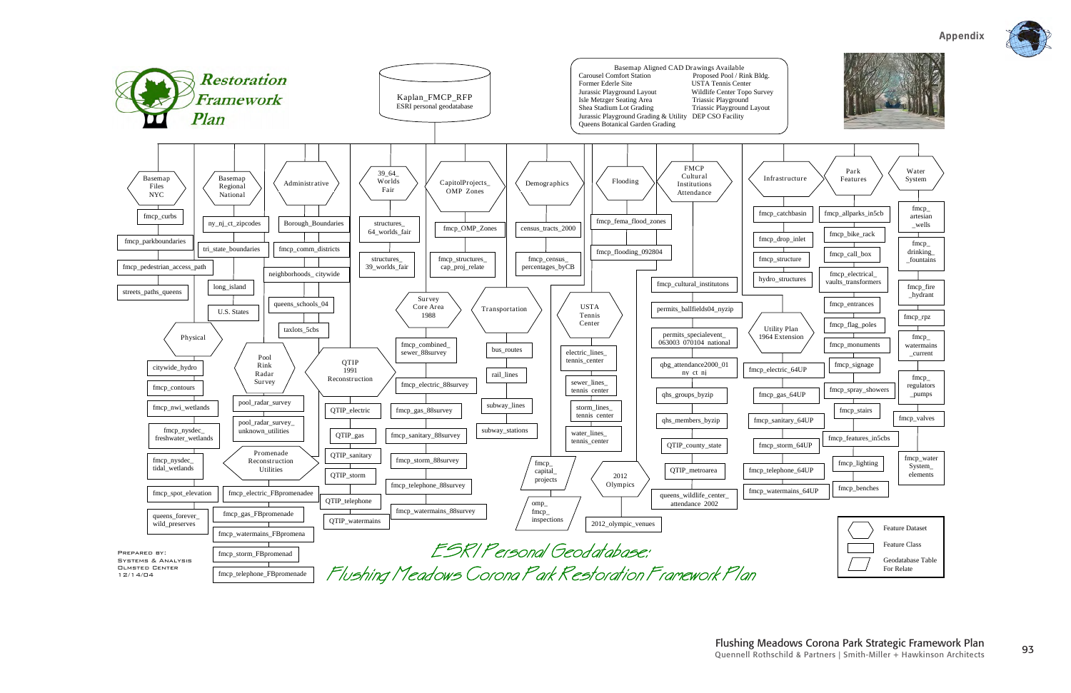Appendix

# Restoration Framework Plan

Kaplan_FMCP_RFP
ESRI personal geodatabase

Basemap Aligned CAD Drawings Available
Carousel Comfort Station
Former Ederle Site
Jurassic Playground Layout
Isle Metzger Seating Area
Shea Stadium Lot Grading
Jurassic Playground Grading & Utility
Queens Botanical Garden Grading
Proposed Pool / Rink Bldg.
USTA Tennis Center
Wildlife Center Topo Survey
Triassic Playground
Triassic Playground Layout
DEP CSO Facility

Basemap Files NYC
fmcp_curbs
fmcp_parkboundaries
fmcp_pedestrian_access_path
streets_paths_queens

Physical
citywide_hydro
fmcp_contours
fmcp_nwi_wetlands
fmcp_nysdec_ freshwater_wetlands
fmcp_nysdec_ tidal_wetlands
fmcp_spot_elevation
queens_forever_ wild_preserves

Basemap Regional National
ny_nj_ct_zipcodes
tri_state_boundaries
long_island
U.S. States

Pool Rink Radar Survey
pool_radar_survey
pool_radar_survey_ unknown_utilities

Promenade Reconstruction Utilities
fmcp_electric_FBpromenadee
fmcp_gas_FBpromenade
fmcp_watermains_FBpromena
fmcp_storm_FBpromenad
fmcp_telephone_FBpromenade

Administrative
Borough_Boundaries
fmcp_comm_districts
neighborhoods_ citywide
queens_schools_04
taxlots_5cbs

QTIP 1991 Reconstruction
QTIP_electric
QTIP_gas
QTIP_sanitary
QTIP_storm
QTIP_telephone
QTIP_watermains

39_64_ Worlds Fair
structures_ 64_worlds_fair
structures_ 39_worlds_fair

CapitolProjects_ OMP Zones
fmcp_OMP_Zones
fmcp_structures_ cap_proj_relate

Survey Core Area 1988
fmcp_combined_ sewer_88survey
fmcp_electric_88survey
fmcp_gas_88survey
fmcp_sanitary_88survey
fmcp_storm_88survey
fmcp_telephone_88survey
fmcp_watermains_88survey

Demographics
census_tracts_2000
fmcp_census_ percentages_byCB

Transportation
bus_routes
rail_lines
subway_lines
subway_stations

fmcp_ capital_ projects
omp_ fmcp_ inspections

Flooding
fmcp_fema_flood_zones
fmcp_flooding_092804

USTA Tennis Center
electric_lines_ tennis_center
sewer_lines_ tennis center
storm_lines_ tennis center
water_lines_ tennis_center

2012 Olympics
2012_olympic_venues

FMCP Cultural Institutions Attendance
fmcp_cultural_institutons
permits_ballfields04_nyzip
permits_specialevent_ 063003 070104 national
qbg_attendance2000_01 ny ct nj
qhs_groups_byzip
qhs_members_byzip
QTIP_county_state
QTIP_metroarea
queens_wildlife_center_ attendance 2002

Infrastructure
fmcp_catchbasin
fmcp_drop_inlet
fmcp_structure
hydro_structures

Utility Plan 1964 Extension
fmcp_electric_64UP
fmcp_gas_64UP
fmcp_sanitary_64UP
fmcp_storm_64UP
fmcp_telephone_64UP
fmcp_watermains_64UP

Park Features
fmcp_allparks_in5cb
fmcp_bike_rack
fmcp_call_box
fmcp_electrical_ vaults_transformers
fmcp_entrances
fmcp_flag_poles
fmcp_monuments
fmcp_signage
fmcp_spray_showers
fmcp_stairs
fmcp_features_in5cbs
fmcp_lighting
fmcp_benches

Water System
fmcp_ artesian _wells
fmcp_ drinking_ _fountains
fmcp_fire _hydrant
fmcp_rpz
fmcp_ watermains _current
fmcp_ regulators _pumps
fmcp_valves
fmcp_water System_ elements

Feature Dataset
Feature Class
Geodatabase Table For Relate

Prepared by:
Systems & Analysis
Olmsted Center
12/14/04

*ESRI Personal Geodatabase: Flushing Meadows Corona Park Restoration Framework Plan*

Flushing Meadows Corona Park Strategic Framework Plan
Quennell Rothschild & Partners | Smith-Miller + Hawkinson Architects